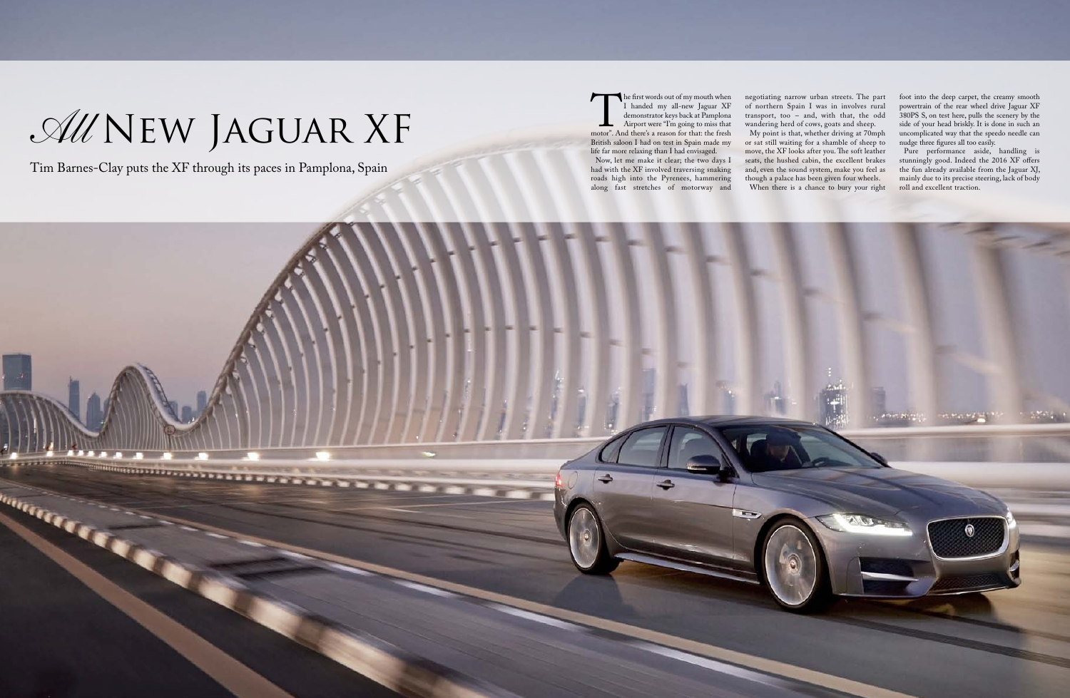# *All* New Jaguar XF

Tim Barnes-Clay puts the XF through its paces in Pamplona, Spain

The first words out of my mouth when I handed my all-new Jaguar XF demonstrator keys back at Pamplona Airport were "I'm going to miss that motor". And there's a reason for that: the fresh British saloon I had on test in Spain made my life far more relaxing than I had envisaged.

Now, let me make it clear; the two days I had with the XF involved traversing snaking roads high into the Pyrenees, hammering along fast stretches of motorway and negotiating narrow urban streets. The part of northern Spain I was in involves rural transport, too – and, with that, the odd wandering herd of cows, goats and sheep.

My point is that, whether driving at 70mph or sat still waiting for a shamble of sheep to move, the XF looks after you. The soft leather seats, the hushed cabin, the excellent brakes and, even the sound system, make you feel as though a palace has been given four wheels.

When there is a chance to bury your right foot into the deep carpet, the creamy smooth powertrain of the rear wheel drive Jaguar XF 380PS S, on test here, pulls the scenery by the side of your head briskly. It is done in such an uncomplicated way that the speedo needle can nudge three figures all too easily.

Pure performance aside, handling is stunningly good. Indeed the 2016 XF offers the fun already available from the Jaguar XJ, mainly due to its precise steering, lack of body roll and excellent traction.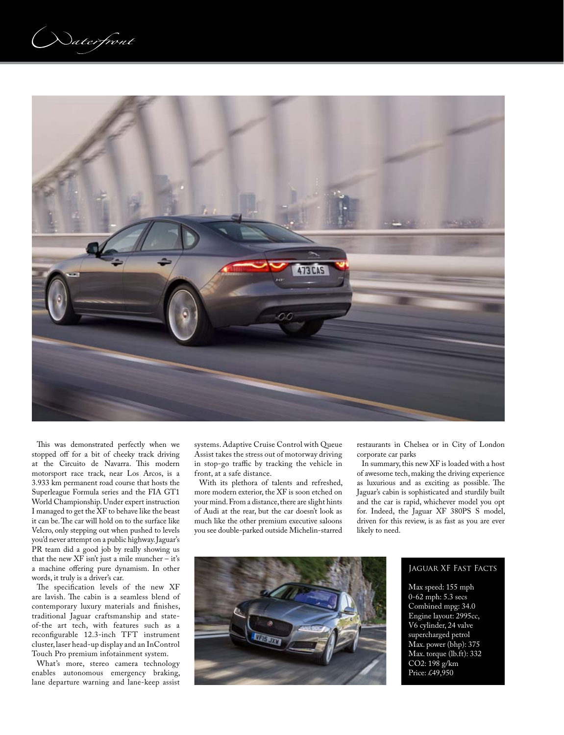This was demonstrated perfectly when we stopped off for a bit of cheeky track driving at the Circuito de Navarra. This modern motorsport race track, near Los Arcos, is a 3.933 km permanent road course that hosts the Superleague Formula series and the FIA GT1 World Championship. Under expert instruction I managed to get the XF to behave like the beast it can be. The car will hold on to the surface like Velcro, only stepping out when pushed to levels you'd never attempt on a public highway. Jaguar's PR team did a good job by really showing us that the new XF isn't just a mile muncher – it's a machine offering pure dynamism. In other words, it truly is a driver's car.

The specification levels of the new XF are lavish. The cabin is a seamless blend of contemporary luxury materials and finishes, traditional Jaguar craftsmanship and state-of-the art tech, with features such as a reconfigurable 12.3-inch TFT instrument cluster, laser head-up display and an InControl Touch Pro premium infotainment system.

What's more, stereo camera technology enables autonomous emergency braking, lane departure warning and lane-keep assist systems. Adaptive Cruise Control with Queue Assist takes the stress out of motorway driving in stop-go traffic by tracking the vehicle in front, at a safe distance.

With its plethora of talents and refreshed, more modern exterior, the XF is soon etched on your mind. From a distance, there are slight hints of Audi at the rear, but the car doesn't look as much like the other premium executive saloons you see double-parked outside Michelin-starred restaurants in Chelsea or in City of London corporate car parks

In summary, this new XF is loaded with a host of awesome tech, making the driving experience as luxurious and as exciting as possible. The Jaguar's cabin is sophisticated and sturdily built and the car is rapid, whichever model you opt for. Indeed, the Jaguar XF 380PS S model, driven for this review, is as fast as you are ever likely to need.

### Jaguar XF Fast Facts

Max speed: 155 mph
0-62 mph: 5.3 secs
Combined mpg: 34.0
Engine layout: 2995cc, V6 cylinder, 24 valve supercharged petrol
Max. power (bhp): 375
Max. torque (lb.ft): 332
$CO_2$: 198 g/km
Price: £49,950